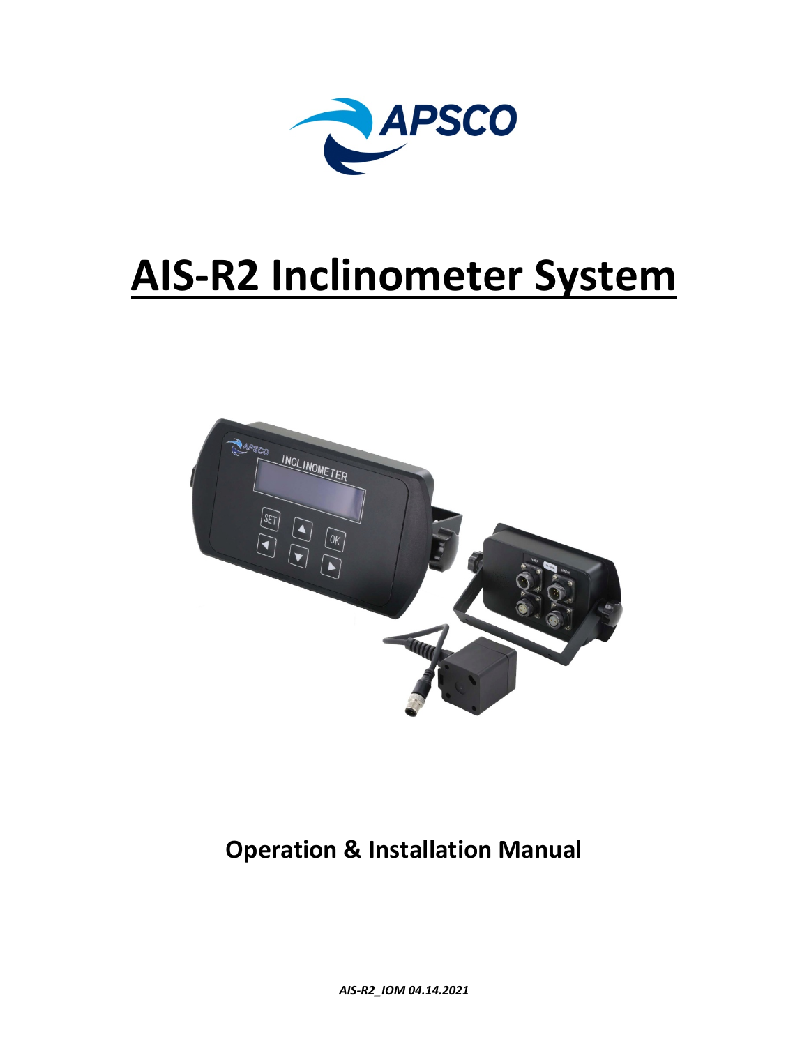# AIS-R2 Inclinometer System

## Operation & Installation Manual

*AIS-R2_IOM 04.14.2021*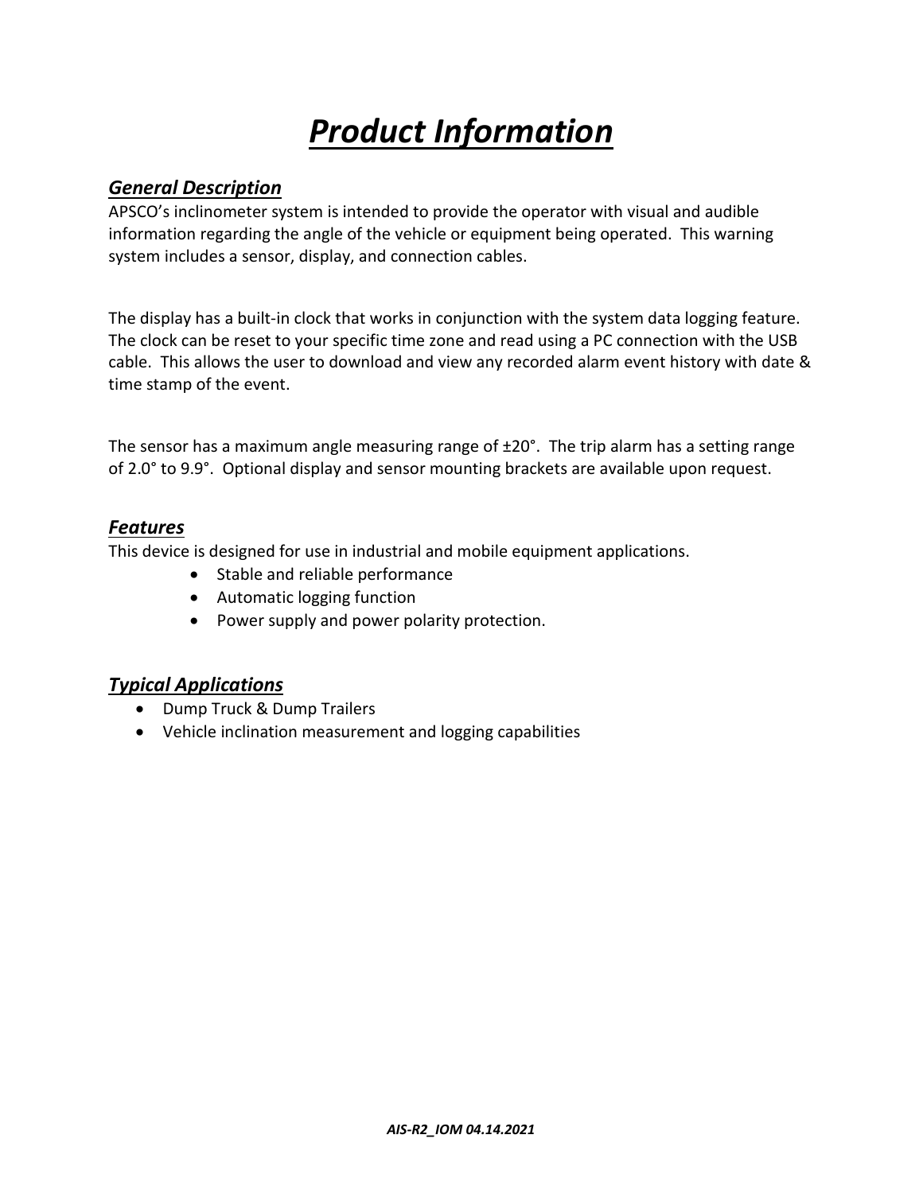# Product Information

## General Description

APSCO's inclinometer system is intended to provide the operator with visual and audible information regarding the angle of the vehicle or equipment being operated. This warning system includes a sensor, display, and connection cables.

The display has a built-in clock that works in conjunction with the system data logging feature. The clock can be reset to your specific time zone and read using a PC connection with the USB cable. This allows the user to download and view any recorded alarm event history with date & time stamp of the event.

The sensor has a maximum angle measuring range of ±20°. The trip alarm has a setting range of 2.0° to 9.9°. Optional display and sensor mounting brackets are available upon request.

## Features

This device is designed for use in industrial and mobile equipment applications.

- Stable and reliable performance
- Automatic logging function
- Power supply and power polarity protection.

## Typical Applications

- Dump Truck & Dump Trailers
- Vehicle inclination measurement and logging capabilities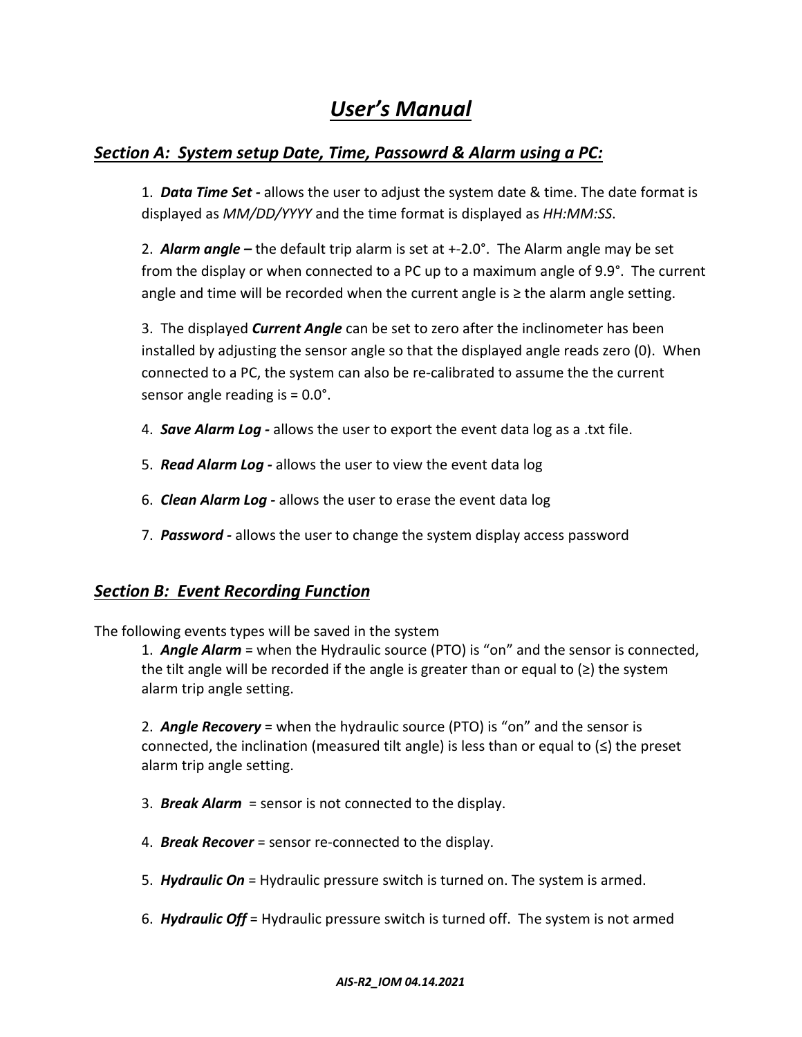# *User's Manual*

## *Section A: System setup Date, Time, Passowrd & Alarm using a PC:*

1. ***Data Time Set -*** allows the user to adjust the system date & time. The date format is displayed as *MM/DD/YYYY* and the time format is displayed as *HH:MM:SS*.

2. ***Alarm angle –*** the default trip alarm is set at +-2.0°. The Alarm angle may be set from the display or when connected to a PC up to a maximum angle of 9.9°. The current angle and time will be recorded when the current angle is ≥ the alarm angle setting.

3. The displayed ***Current Angle*** can be set to zero after the inclinometer has been installed by adjusting the sensor angle so that the displayed angle reads zero (0). When connected to a PC, the system can also be re-calibrated to assume the the current sensor angle reading is = 0.0°.

4. ***Save Alarm Log -*** allows the user to export the event data log as a .txt file.

5. ***Read Alarm Log -*** allows the user to view the event data log

6. ***Clean Alarm Log -*** allows the user to erase the event data log

7. ***Password -*** allows the user to change the system display access password

## *Section B: Event Recording Function*

The following events types will be saved in the system

1. ***Angle Alarm*** = when the Hydraulic source (PTO) is "on" and the sensor is connected, the tilt angle will be recorded if the angle is greater than or equal to (≥) the system alarm trip angle setting.

2. ***Angle Recovery*** = when the hydraulic source (PTO) is "on" and the sensor is connected, the inclination (measured tilt angle) is less than or equal to (≤) the preset alarm trip angle setting.

3. ***Break Alarm*** = sensor is not connected to the display.

4. ***Break Recover*** = sensor re-connected to the display.

5. ***Hydraulic On*** = Hydraulic pressure switch is turned on. The system is armed.

6. ***Hydraulic Off*** = Hydraulic pressure switch is turned off. The system is not armed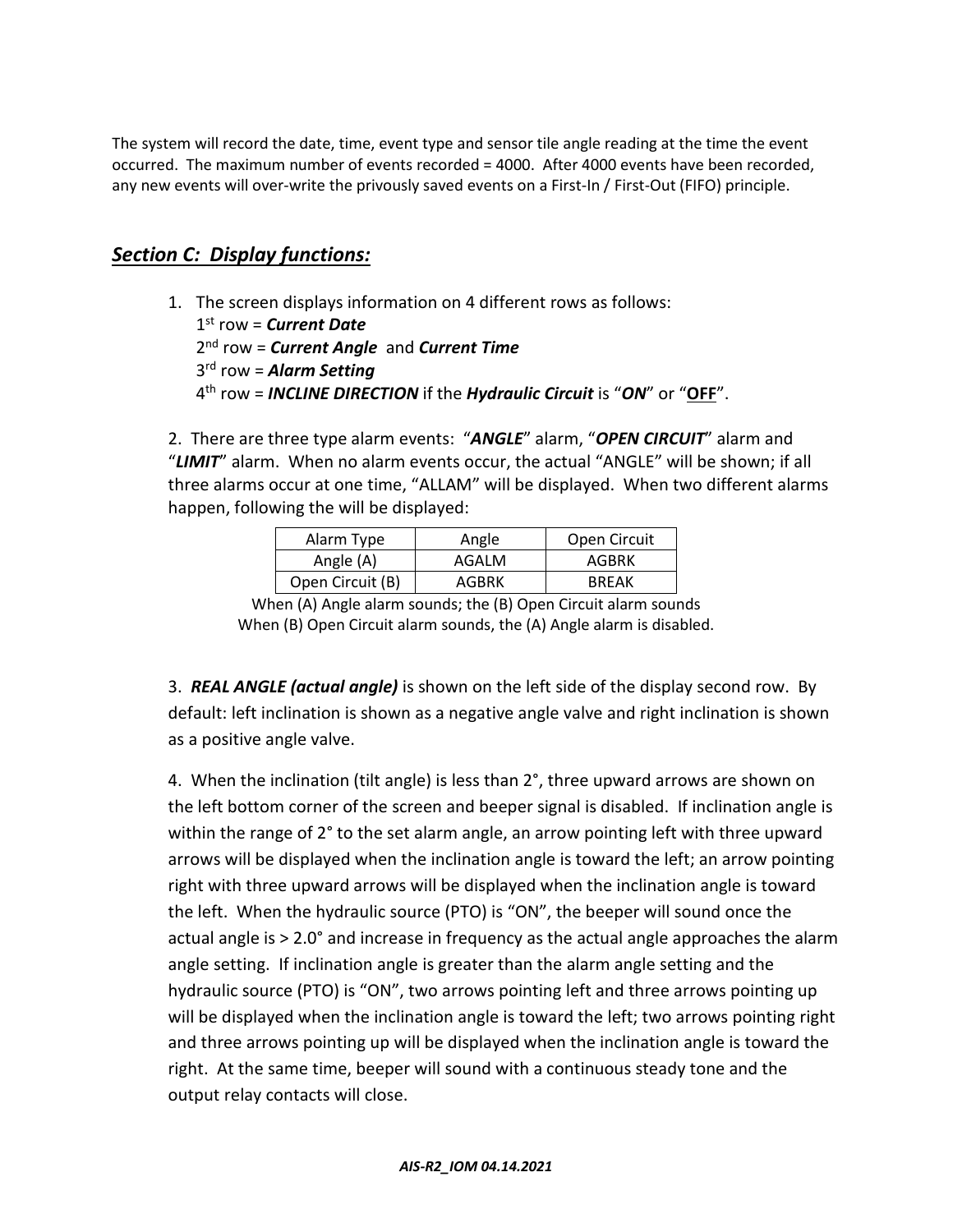The system will record the date, time, event type and sensor tile angle reading at the time the event occurred. The maximum number of events recorded = 4000. After 4000 events have been recorded, any new events will over-write the privously saved events on a First-In / First-Out (FIFO) principle.

## ***Section C: Display functions:***

1. The screen displays information on 4 different rows as follows:
   1st row = ***Current Date***
   2nd row = ***Current Angle*** and ***Current Time***
   3rd row = ***Alarm Setting***
   4th row = ***INCLINE DIRECTION*** if the ***Hydraulic Circuit*** is "***ON***" or "***OFF***".

2. There are three type alarm events: "***ANGLE***" alarm, "***OPEN CIRCUIT***" alarm and "***LIMIT***" alarm. When no alarm events occur, the actual "ANGLE" will be shown; if all three alarms occur at one time, "ALLAM" will be displayed. When two different alarms happen, following the will be displayed:

| Alarm Type | Angle | Open Circuit |
|---|---|---|
| Angle (A) | AGALM | AGBRK |
| Open Circuit (B) | AGBRK | BREAK |

When (A) Angle alarm sounds; the (B) Open Circuit alarm sounds
When (B) Open Circuit alarm sounds, the (A) Angle alarm is disabled.

3. ***REAL ANGLE (actual angle)*** is shown on the left side of the display second row. By default: left inclination is shown as a negative angle valve and right inclination is shown as a positive angle valve.

4. When the inclination (tilt angle) is less than 2°, three upward arrows are shown on the left bottom corner of the screen and beeper signal is disabled. If inclination angle is within the range of 2° to the set alarm angle, an arrow pointing left with three upward arrows will be displayed when the inclination angle is toward the left; an arrow pointing right with three upward arrows will be displayed when the inclination angle is toward the left. When the hydraulic source (PTO) is "ON", the beeper will sound once the actual angle is > 2.0° and increase in frequency as the actual angle approaches the alarm angle setting. If inclination angle is greater than the alarm angle setting and the hydraulic source (PTO) is "ON", two arrows pointing left and three arrows pointing up will be displayed when the inclination angle is toward the left; two arrows pointing right and three arrows pointing up will be displayed when the inclination angle is toward the right. At the same time, beeper will sound with a continuous steady tone and the output relay contacts will close.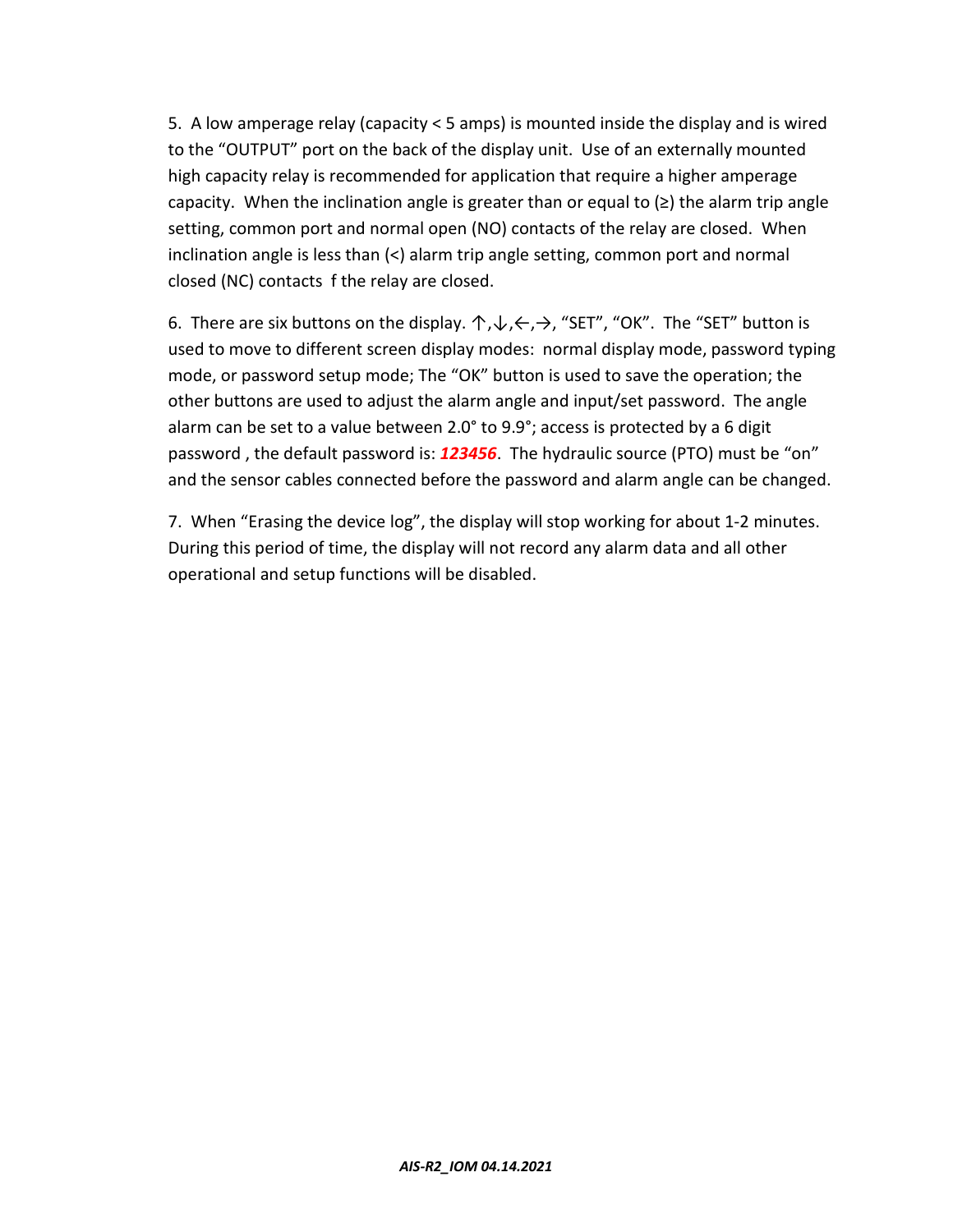5. A low amperage relay (capacity < 5 amps) is mounted inside the display and is wired to the "OUTPUT" port on the back of the display unit. Use of an externally mounted high capacity relay is recommended for application that require a higher amperage capacity. When the inclination angle is greater than or equal to (≥) the alarm trip angle setting, common port and normal open (NO) contacts of the relay are closed. When inclination angle is less than (<) alarm trip angle setting, common port and normal closed (NC) contacts f the relay are closed.

6. There are six buttons on the display. ↑,↓,←,→, "SET", "OK". The "SET" button is used to move to different screen display modes: normal display mode, password typing mode, or password setup mode; The "OK" button is used to save the operation; the other buttons are used to adjust the alarm angle and input/set password. The angle alarm can be set to a value between 2.0° to 9.9°; access is protected by a 6 digit password , the default password is: ***123456***. The hydraulic source (PTO) must be "on" and the sensor cables connected before the password and alarm angle can be changed.

7. When "Erasing the device log", the display will stop working for about 1-2 minutes. During this period of time, the display will not record any alarm data and all other operational and setup functions will be disabled.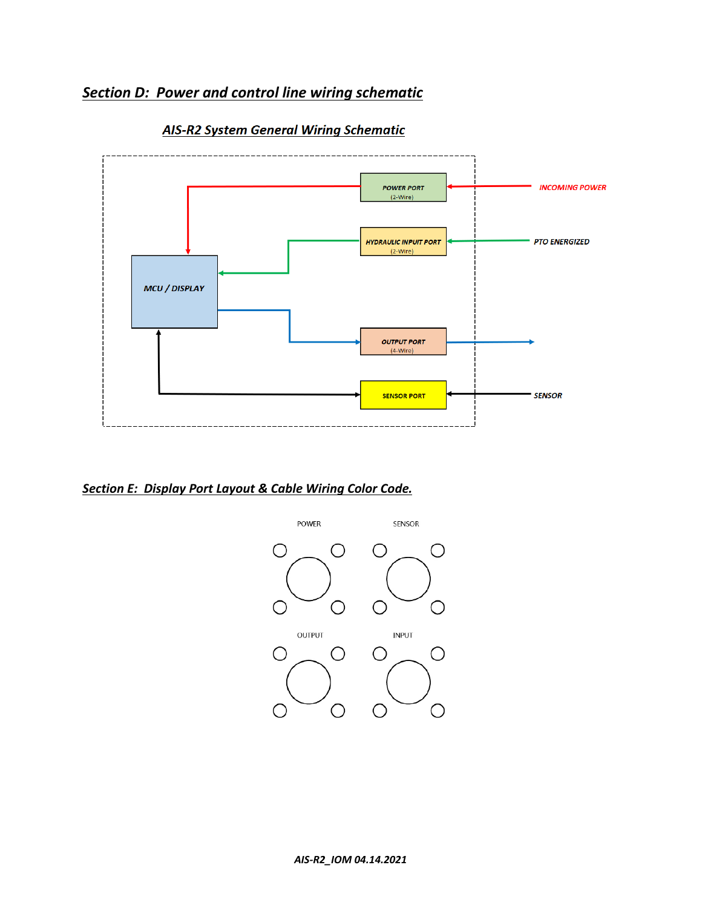## *Section D: Power and control line wiring schematic*

### *AIS-R2 System General Wiring Schematic*

POWER PORT
(2-Wire)

INCOMING POWER

HYDRAULIC INPUT PORT
(2-Wire)

PTO ENERGIZED

MCU / DISPLAY

OUTPUT PORT
(4-Wire)

SENSOR PORT

SENSOR

## *Section E: Display Port Layout & Cable Wiring Color Code.*

POWER

SENSOR

OUTPUT

INPUT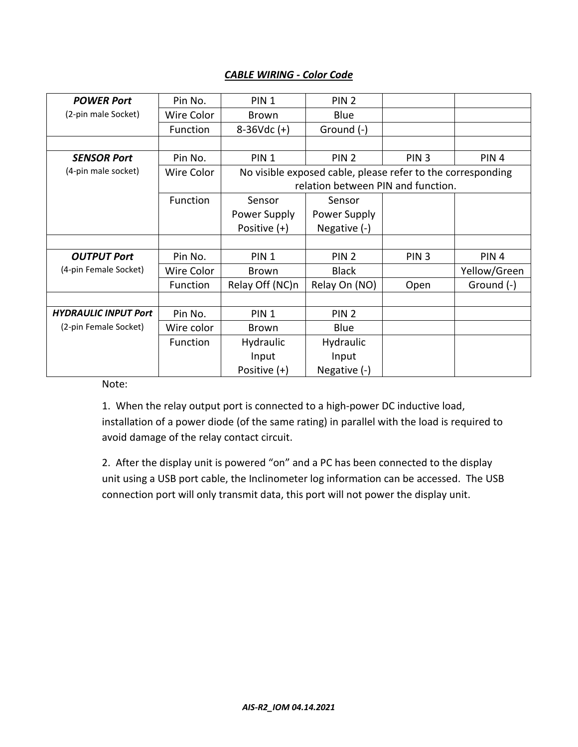***CABLE WIRING - Color Code***

| | | | | | |
|---|---|---|---|---|---|
| ***POWER Port*** (2-pin male Socket) | Pin No. | PIN 1 | PIN 2 | | |
| | Wire Color | Brown | Blue | | |
| | Function | 8-36Vdc (+) | Ground (-) | | |
| | | | | | |
| ***SENSOR Port*** (4-pin male socket) | Pin No. | PIN 1 | PIN 2 | PIN 3 | PIN 4 |
| | Wire Color | No visible exposed cable, please refer to the corresponding relation between PIN and function. | | | |
| | Function | Sensor Power Supply Positive (+) | Sensor Power Supply Negative (-) | | |
| | | | | | |
| ***OUTPUT Port*** (4-pin Female Socket) | Pin No. | PIN 1 | PIN 2 | PIN 3 | PIN 4 |
| | Wire Color | Brown | Black | | Yellow/Green |
| | Function | Relay Off (NC)n | Relay On (NO) | Open | Ground (-) |
| | | | | | |
| ***HYDRAULIC INPUT Port*** (2-pin Female Socket) | Pin No. | PIN 1 | PIN 2 | | |
| | Wire color | Brown | Blue | | |
| | Function | Hydraulic Input Positive (+) | Hydraulic Input Negative (-) | | |

Note:

1. When the relay output port is connected to a high-power DC inductive load, installation of a power diode (of the same rating) in parallel with the load is required to avoid damage of the relay contact circuit.

2. After the display unit is powered "on" and a PC has been connected to the display unit using a USB port cable, the Inclinometer log information can be accessed. The USB connection port will only transmit data, this port will not power the display unit.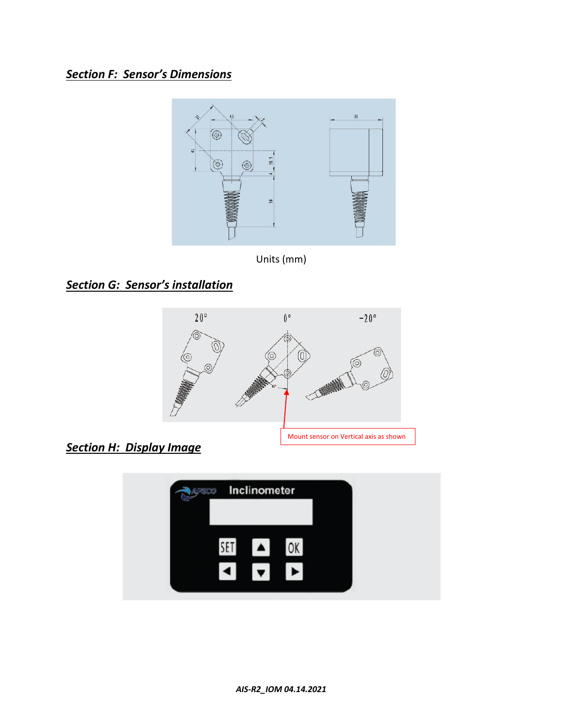## *Section F: Sensor's Dimensions*

Units (mm)

## *Section G: Sensor's installation*

20°

0°

-20°

Mount sensor on Vertical axis as shown

## *Section H: Display Image*

Inclinometer

SET

OK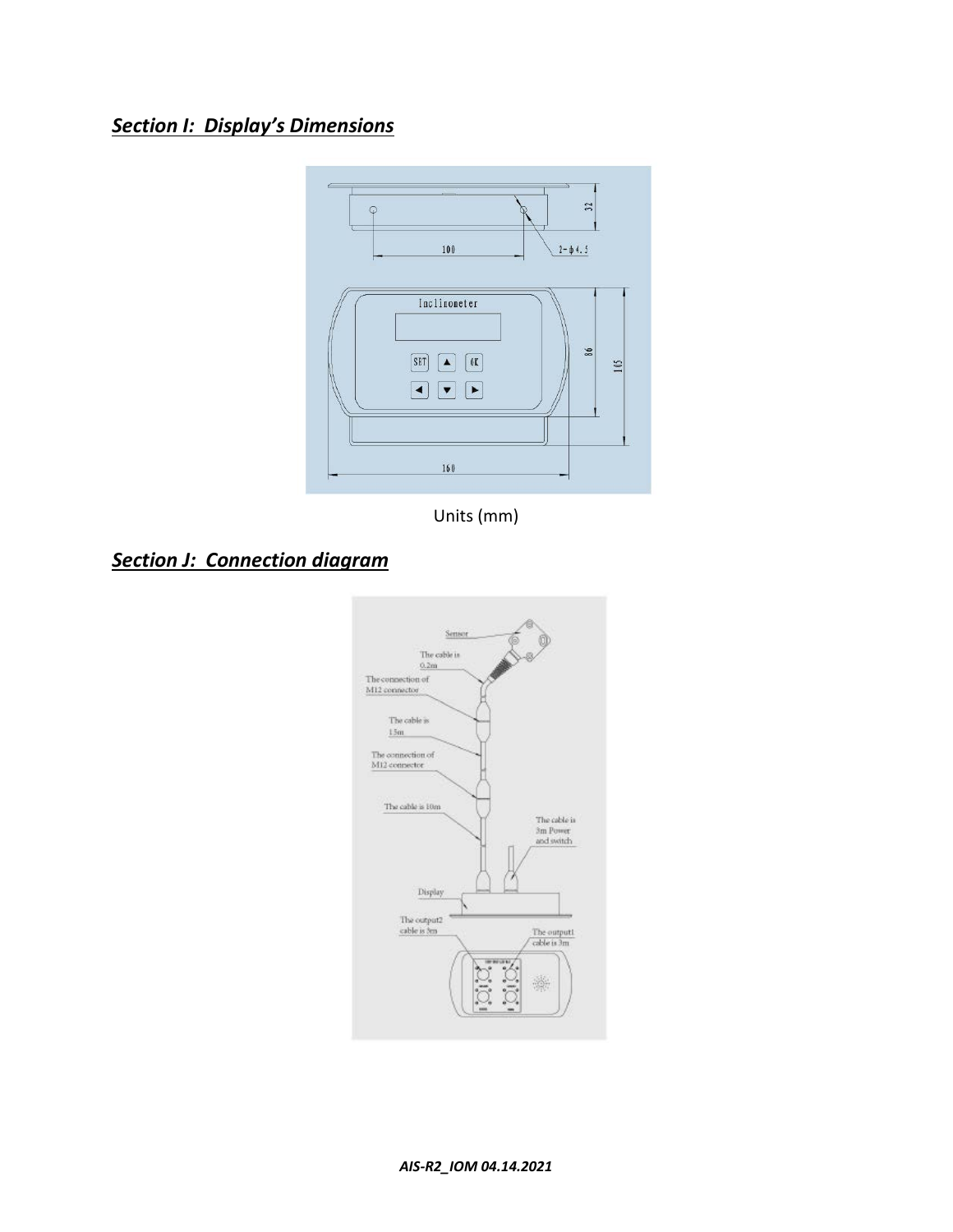## *Section I: Display's Dimensions*

Inclinometer

SET ▲ OK

◀ ▼ ▶

32

100

2-ϕ4.5

86

105

160

Units (mm)

## *Section J: Connection diagram*

Sensor

The cable is 0.2m

The connection of M12 connector

The cable is 15m

The connection of M12 connector

The cable is 10m

The cable is 3m Power and switch

Display

The output2 cable is 3m

The output1 cable is 3m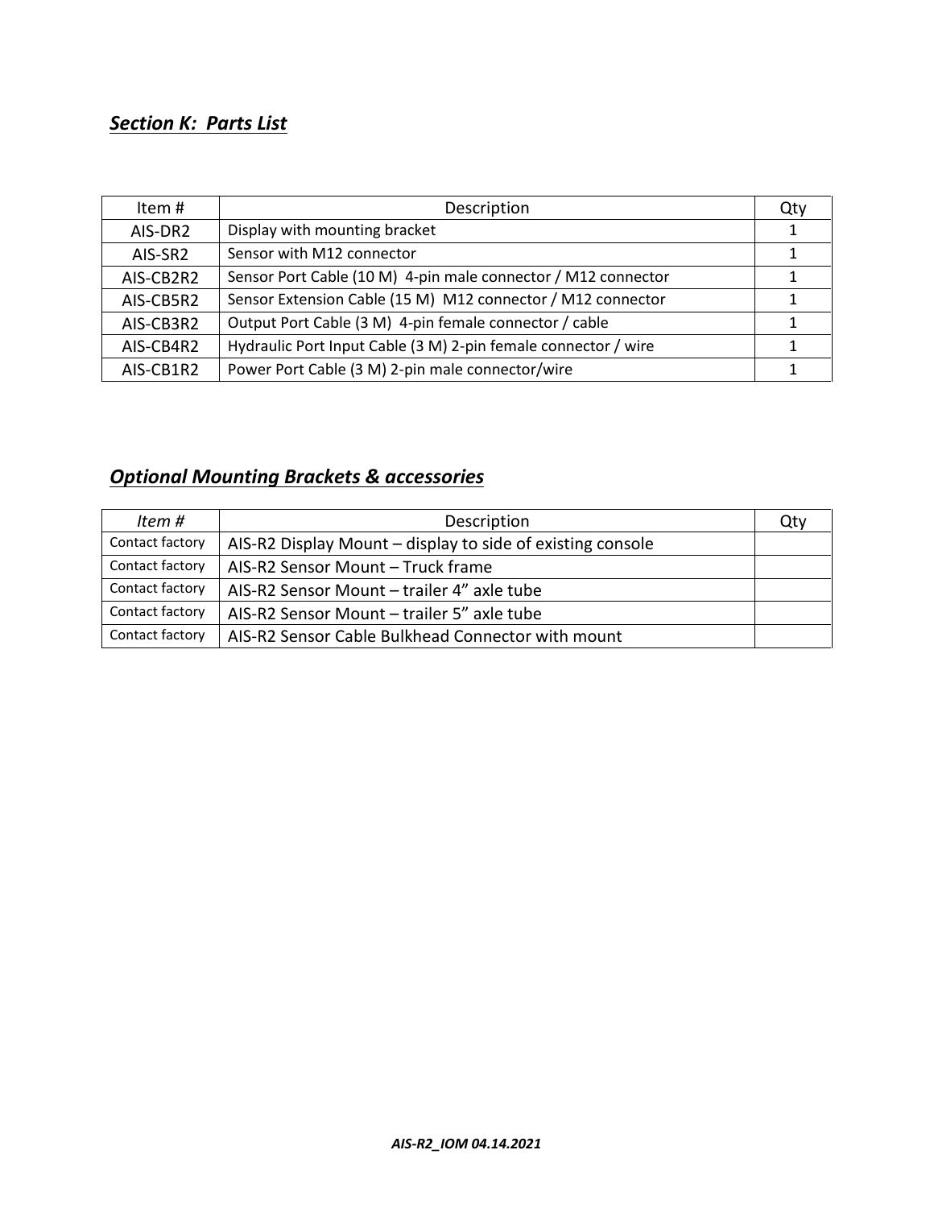## ***Section K: Parts List***

| Item # | Description | Qty |
|---|---|---|
| AIS-DR2 | Display with mounting bracket | 1 |
| AIS-SR2 | Sensor with M12 connector | 1 |
| AIS-CB2R2 | Sensor Port Cable (10 M) 4-pin male connector / M12 connector | 1 |
| AIS-CB5R2 | Sensor Extension Cable (15 M) M12 connector / M12 connector | 1 |
| AIS-CB3R2 | Output Port Cable (3 M) 4-pin female connector / cable | 1 |
| AIS-CB4R2 | Hydraulic Port Input Cable (3 M) 2-pin female connector / wire | 1 |
| AIS-CB1R2 | Power Port Cable (3 M) 2-pin male connector/wire | 1 |

## ***Optional Mounting Brackets & accessories***

| *Item #* | Description | Qty |
|---|---|---|
| Contact factory | AIS-R2 Display Mount – display to side of existing console | |
| Contact factory | AIS-R2 Sensor Mount – Truck frame | |
| Contact factory | AIS-R2 Sensor Mount – trailer 4" axle tube | |
| Contact factory | AIS-R2 Sensor Mount – trailer 5" axle tube | |
| Contact factory | AIS-R2 Sensor Cable Bulkhead Connector with mount | |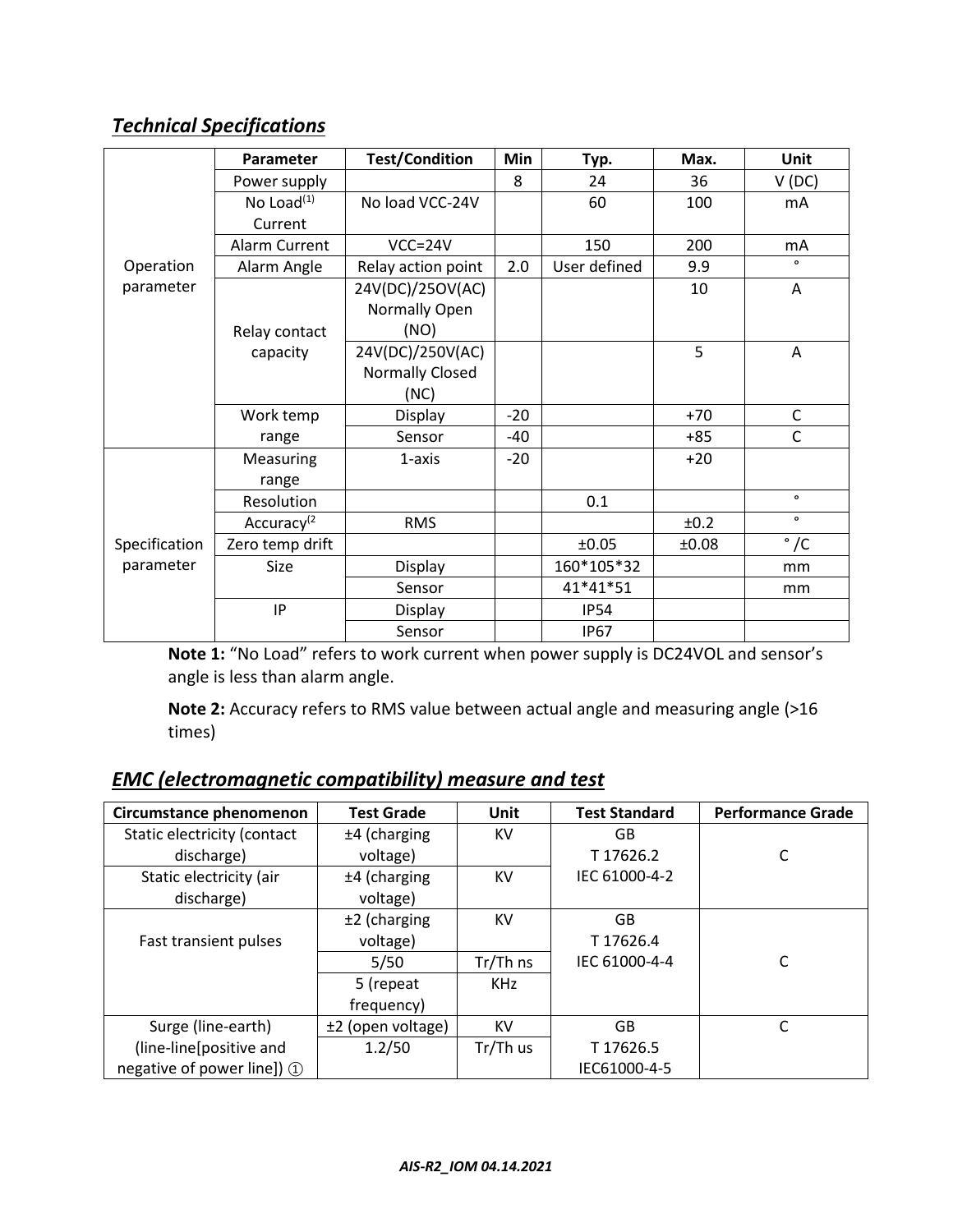## *Technical Specifications*

| | Parameter | Test/Condition | Min | Typ. | Max. | Unit |
|---|---|---|---|---|---|---|
| Operation parameter | Power supply | | 8 | 24 | 36 | V (DC) |
| | No Load[(1)] Current | No load VCC-24V | | 60 | 100 | mA |
| | Alarm Current | VCC=24V | | 150 | 200 | mA |
| | Alarm Angle | Relay action point | 2.0 | User defined | 9.9 | ° |
| | Relay contact capacity | 24V(DC)/25OV(AC) Normally Open (NO) | | | 10 | A |
| | | 24V(DC)/250V(AC) Normally Closed (NC) | | | 5 | A |
| | Work temp range | Display | -20 | | +70 | C |
| | | Sensor | -40 | | +85 | C |
| Specification parameter | Measuring range | 1-axis | -20 | | +20 | |
| | Resolution | | | 0.1 | | ° |
| | Accuracy[(2] | RMS | | | ±0.2 | ° |
| | Zero temp drift | | | ±0.05 | ±0.08 | ° /C |
| | Size | Display | | 160*105*32 | | mm |
| | | Sensor | | 41*41*51 | | mm |
| | IP | Display | | IP54 | | |
| | | Sensor | | IP67 | | |

**Note 1:** "No Load" refers to work current when power supply is DC24VOL and sensor's angle is less than alarm angle.

**Note 2:** Accuracy refers to RMS value between actual angle and measuring angle (>16 times)

## *EMC (electromagnetic compatibility) measure and test*

| Circumstance phenomenon | Test Grade | Unit | Test Standard | Performance Grade |
|---|---|---|---|---|
| Static electricity (contact discharge) | ±4 (charging voltage) | KV | GB T 17626.2 IEC 61000-4-2 | C |
| Static electricity (air discharge) | ±4 (charging voltage) | KV | | |
| Fast transient pulses | ±2 (charging voltage) | KV | GB T 17626.4 IEC 61000-4-4 | C |
| | 5/50 | Tr/Th ns | | |
| | 5 (repeat frequency) | KHz | | |
| Surge (line-earth) (line-line[positive and negative of power line]) ① | ±2 (open voltage) | KV | GB T 17626.5 IEC61000-4-5 | C |
| | 1.2/50 | Tr/Th us | | |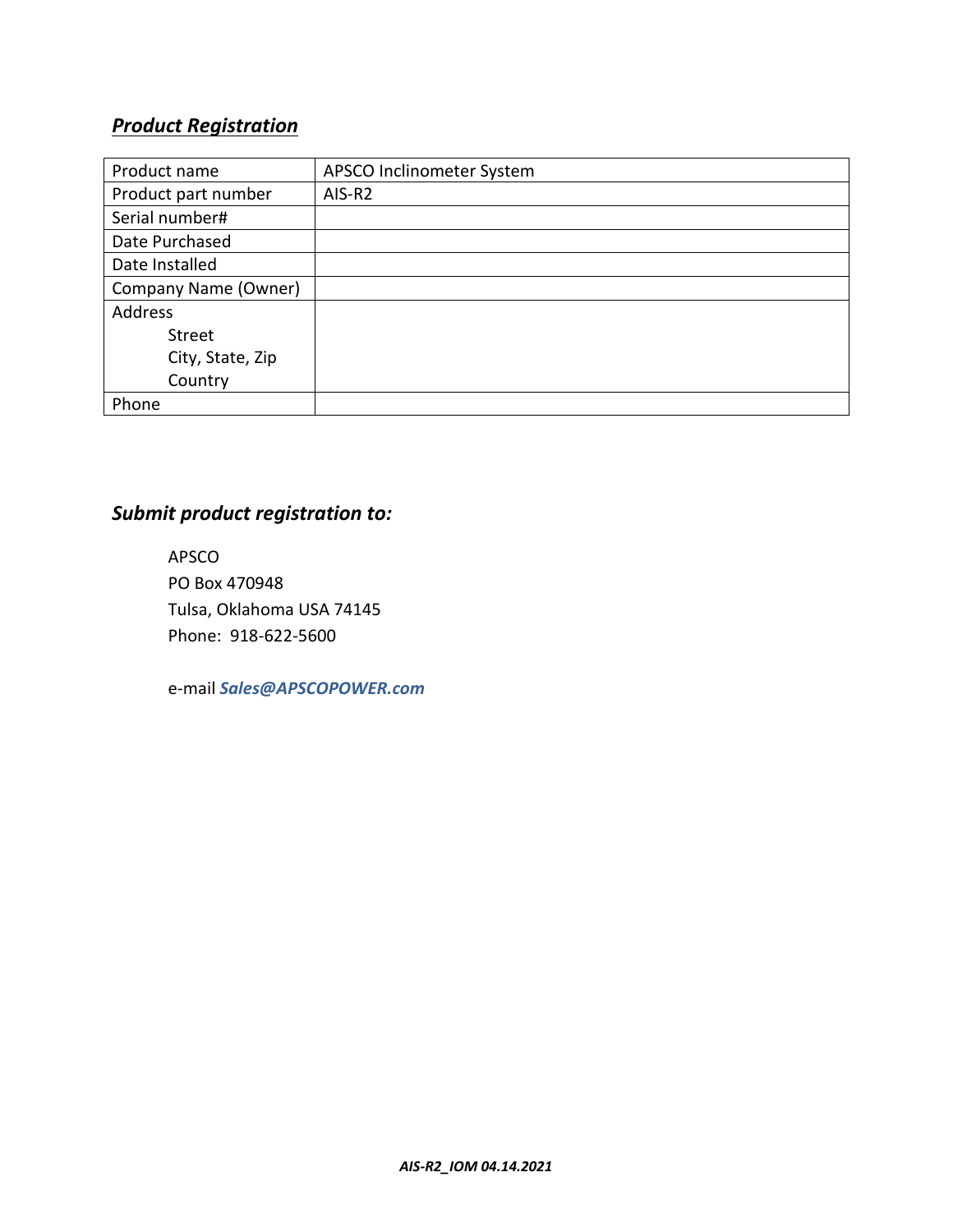## ***Product Registration***

| | |
|---|---|
| Product name | APSCO Inclinometer System |
| Product part number | AIS-R2 |
| Serial number# | |
| Date Purchased | |
| Date Installed | |
| Company Name (Owner) | |
| Address<br>Street<br>City, State, Zip<br>Country | |
| Phone | |

## ***Submit product registration to:***

APSCO
PO Box 470948
Tulsa, Oklahoma USA 74145
Phone: 918-622-5600

e-mail ***Sales@APSCOPOWER.com***